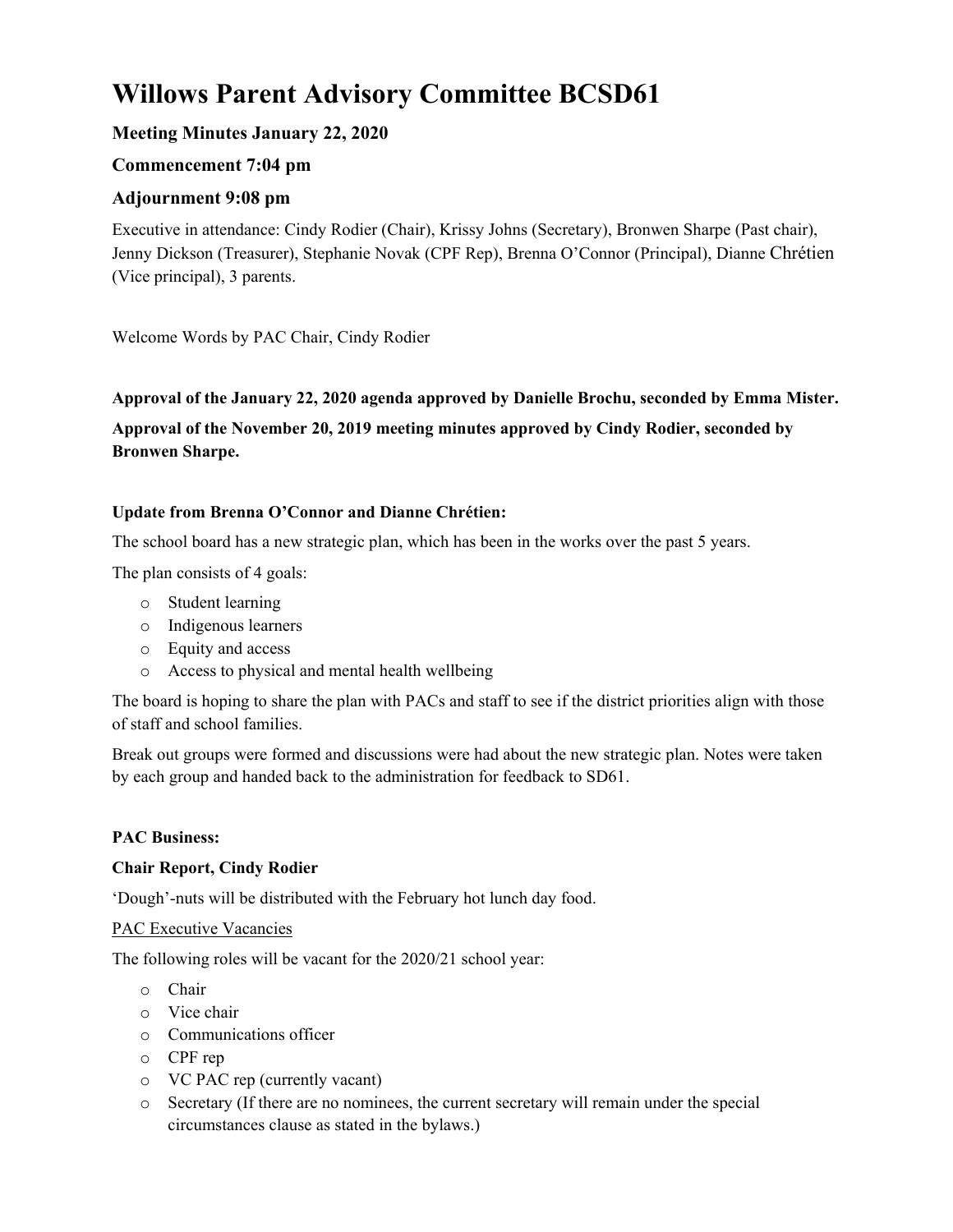# Willows Parent Advisory Committee BCSD61

### Meeting Minutes January 22, 2020

### Commencement 7:04 pm

### Adjournment 9:08 pm

Executive in attendance: Cindy Rodier (Chair), Krissy Johns (Secretary), Bronwen Sharpe (Past chair), Jenny Dickson (Treasurer), Stephanie Novak (CPF Rep), Brenna O'Connor (Principal), Dianne Chrétien (Vice principal), 3 parents.

Welcome Words by PAC Chair, Cindy Rodier

**Approval of the January 22, 2020 agenda approved by Danielle Brochu, seconded by Emma Mister.**

**Approval of the November 20, 2019 meeting minutes approved by Cindy Rodier, seconded by Bronwen Sharpe.**

**Update from Brenna O'Connor and Dianne Chrétien:**

The school board has a new strategic plan, which has been in the works over the past 5 years.

The plan consists of 4 goals:

- Student learning
- Indigenous learners
- Equity and access
- Access to physical and mental health wellbeing

The board is hoping to share the plan with PACs and staff to see if the district priorities align with those of staff and school families.

Break out groups were formed and discussions were had about the new strategic plan. Notes were taken by each group and handed back to the administration for feedback to SD61.

**PAC Business:**

**Chair Report, Cindy Rodier**

'Dough'-nuts will be distributed with the February hot lunch day food.

<u>PAC Executive Vacancies</u>

The following roles will be vacant for the 2020/21 school year:

- Chair
- Vice chair
- Communications officer
- CPF rep
- VC PAC rep (currently vacant)
- Secretary (If there are no nominees, the current secretary will remain under the special circumstances clause as stated in the bylaws.)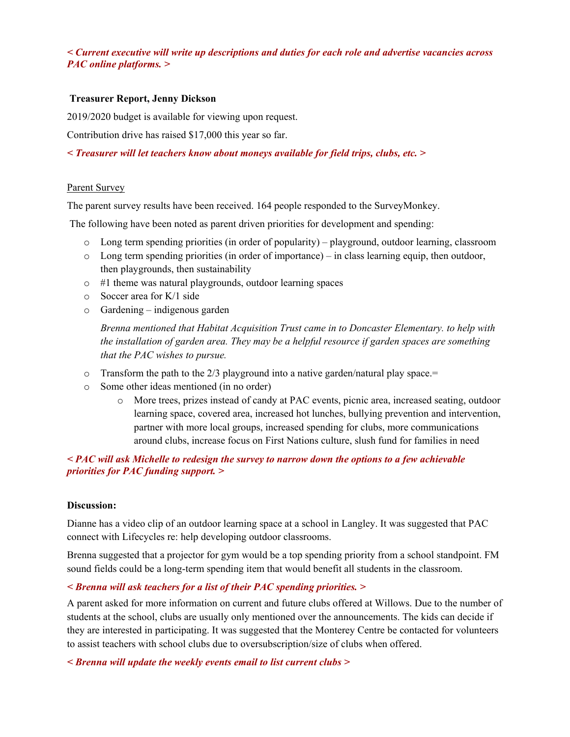***< Current executive will write up descriptions and duties for each role and advertise vacancies across PAC online platforms. >***

**Treasurer Report, Jenny Dickson**

2019/2020 budget is available for viewing upon request.

Contribution drive has raised $17,000 this year so far.

***< Treasurer will let teachers know about moneys available for field trips, clubs, etc. >***

Parent Survey

The parent survey results have been received. 164 people responded to the SurveyMonkey.

The following have been noted as parent driven priorities for development and spending:

- Long term spending priorities (in order of popularity) – playground, outdoor learning, classroom
- Long term spending priorities (in order of importance) – in class learning equip, then outdoor, then playgrounds, then sustainability
- #1 theme was natural playgrounds, outdoor learning spaces
- Soccer area for K/1 side
- Gardening – indigenous garden

  *Brenna mentioned that Habitat Acquisition Trust came in to Doncaster Elementary. to help with the installation of garden area. They may be a helpful resource if garden spaces are something that the PAC wishes to pursue.*

- Transform the path to the 2/3 playground into a native garden/natural play space.=
- Some other ideas mentioned (in no order)
  - More trees, prizes instead of candy at PAC events, picnic area, increased seating, outdoor learning space, covered area, increased hot lunches, bullying prevention and intervention, partner with more local groups, increased spending for clubs, more communications around clubs, increase focus on First Nations culture, slush fund for families in need

***< PAC will ask Michelle to redesign the survey to narrow down the options to a few achievable priorities for PAC funding support. >***

**Discussion:**

Dianne has a video clip of an outdoor learning space at a school in Langley. It was suggested that PAC connect with Lifecycles re: help developing outdoor classrooms.

Brenna suggested that a projector for gym would be a top spending priority from a school standpoint. FM sound fields could be a long-term spending item that would benefit all students in the classroom.

***< Brenna will ask teachers for a list of their PAC spending priorities. >***

A parent asked for more information on current and future clubs offered at Willows. Due to the number of students at the school, clubs are usually only mentioned over the announcements. The kids can decide if they are interested in participating. It was suggested that the Monterey Centre be contacted for volunteers to assist teachers with school clubs due to oversubscription/size of clubs when offered.

***< Brenna will update the weekly events email to list current clubs >***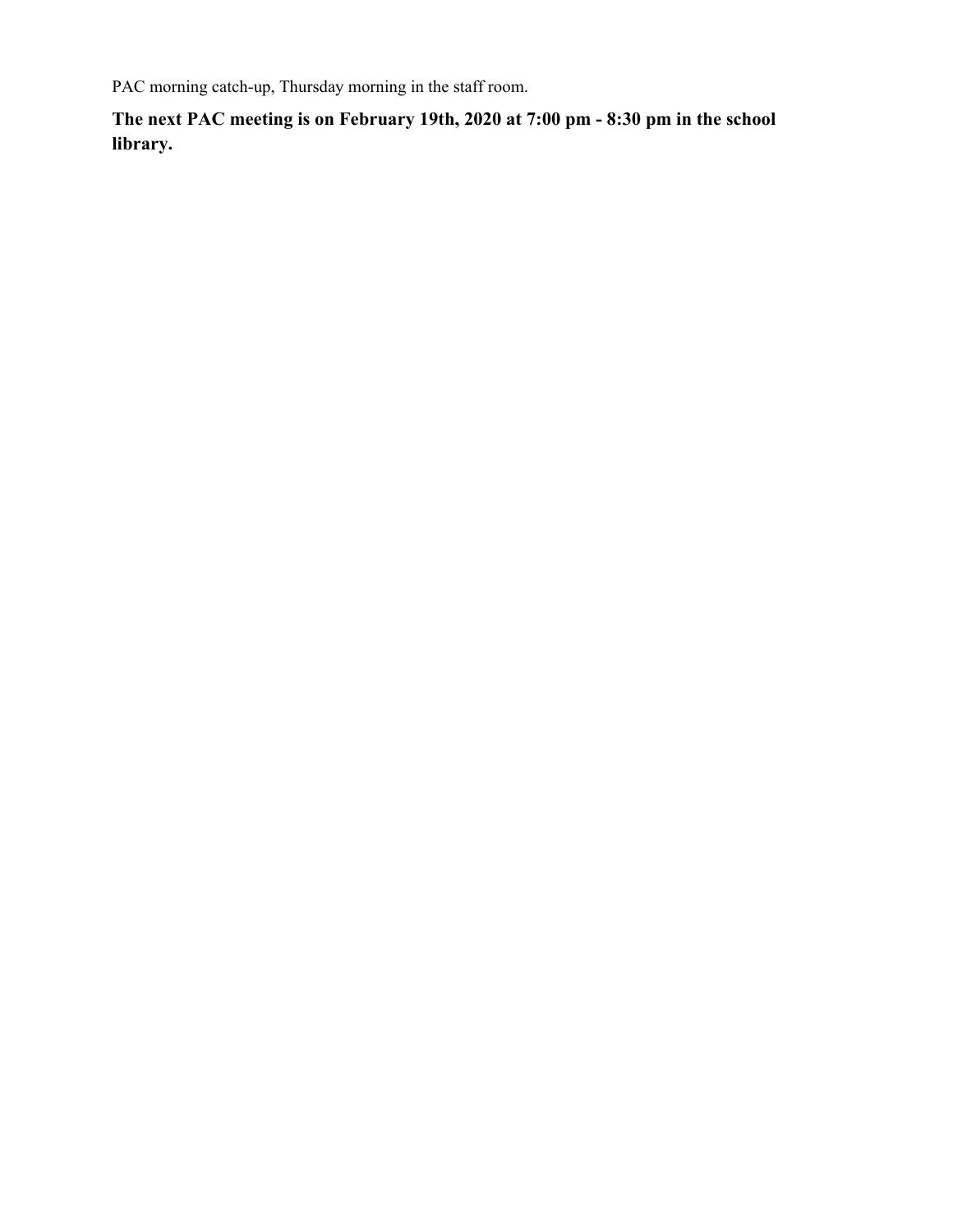PAC morning catch-up, Thursday morning in the staff room.

**The next PAC meeting is on February 19th, 2020 at 7:00 pm - 8:30 pm in the school library.**